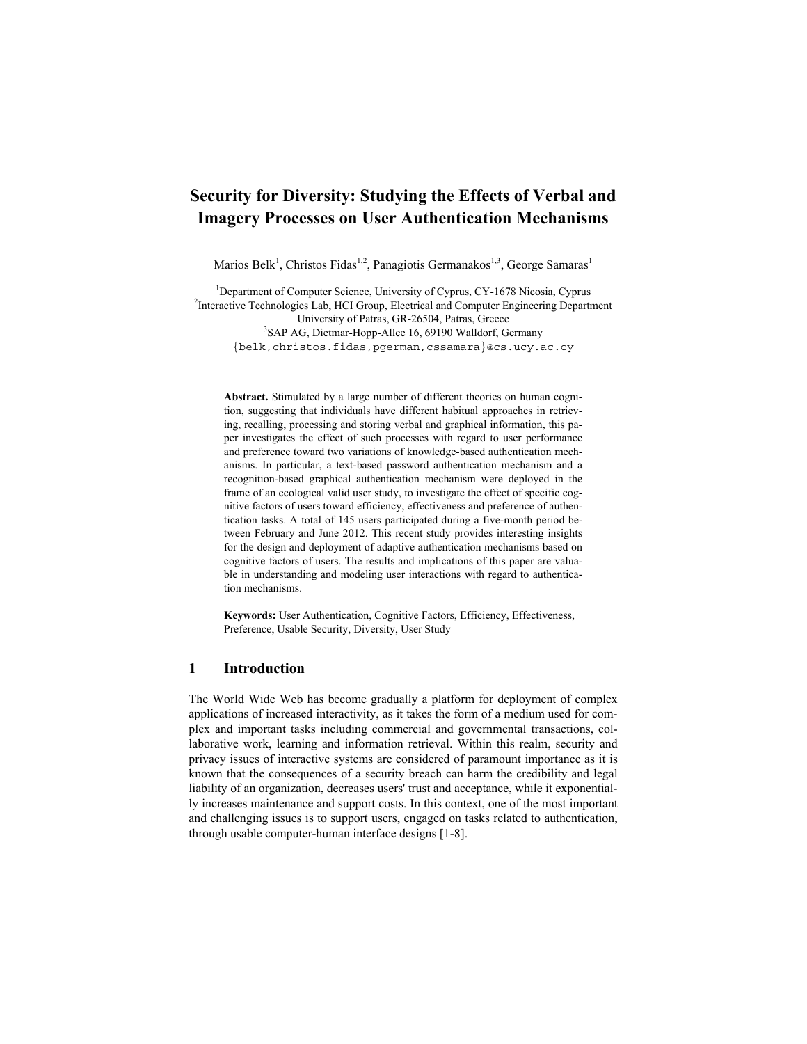# Security for Diversity: Studying the Effects of Verbal and Imagery Processes on User Authentication Mechanisms

Marios Belk[1], Christos Fidas[1,2], Panagiotis Germanakos[1,3], George Samaras[1]

[1]Department of Computer Science, University of Cyprus, CY-1678 Nicosia, Cyprus
[2]Interactive Technologies Lab, HCI Group, Electrical and Computer Engineering Department
University of Patras, GR-26504, Patras, Greece
[3]SAP AG, Dietmar-Hopp-Allee 16, 69190 Walldorf, Germany
{belk,christos.fidas,pgerman,cssamara}@cs.ucy.ac.cy

**Abstract.** Stimulated by a large number of different theories on human cognition, suggesting that individuals have different habitual approaches in retrieving, recalling, processing and storing verbal and graphical information, this paper investigates the effect of such processes with regard to user performance and preference toward two variations of knowledge-based authentication mechanisms. In particular, a text-based password authentication mechanism and a recognition-based graphical authentication mechanism were deployed in the frame of an ecological valid user study, to investigate the effect of specific cognitive factors of users toward efficiency, effectiveness and preference of authentication tasks. A total of 145 users participated during a five-month period between February and June 2012. This recent study provides interesting insights for the design and deployment of adaptive authentication mechanisms based on cognitive factors of users. The results and implications of this paper are valuable in understanding and modeling user interactions with regard to authentication mechanisms.

**Keywords:** User Authentication, Cognitive Factors, Efficiency, Effectiveness, Preference, Usable Security, Diversity, User Study

## 1 Introduction

The World Wide Web has become gradually a platform for deployment of complex applications of increased interactivity, as it takes the form of a medium used for complex and important tasks including commercial and governmental transactions, collaborative work, learning and information retrieval. Within this realm, security and privacy issues of interactive systems are considered of paramount importance as it is known that the consequences of a security breach can harm the credibility and legal liability of an organization, decreases users' trust and acceptance, while it exponentially increases maintenance and support costs. In this context, one of the most important and challenging issues is to support users, engaged on tasks related to authentication, through usable computer-human interface designs [1-8].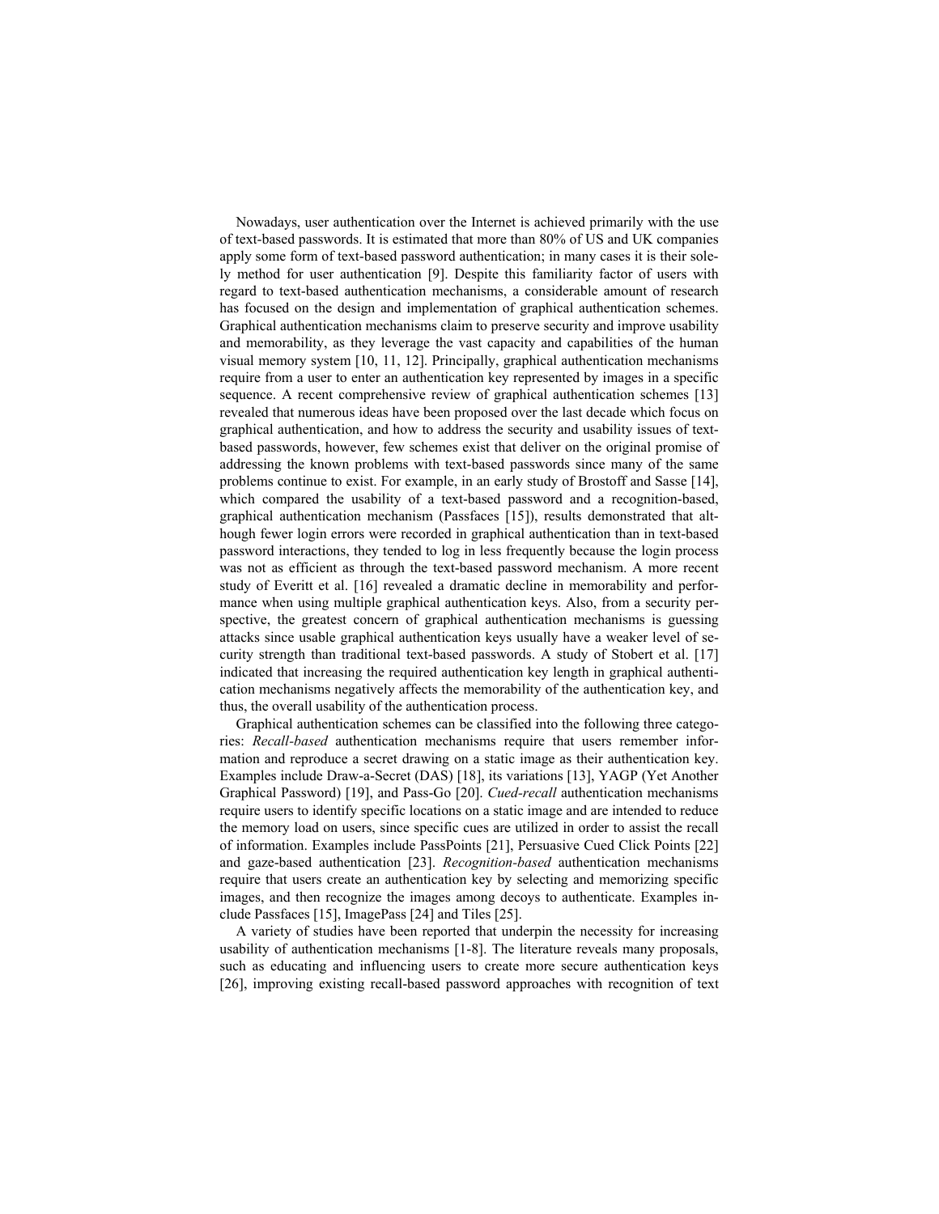Nowadays, user authentication over the Internet is achieved primarily with the use of text-based passwords. It is estimated that more than 80% of US and UK companies apply some form of text-based password authentication; in many cases it is their solely method for user authentication [9]. Despite this familiarity factor of users with regard to text-based authentication mechanisms, a considerable amount of research has focused on the design and implementation of graphical authentication schemes. Graphical authentication mechanisms claim to preserve security and improve usability and memorability, as they leverage the vast capacity and capabilities of the human visual memory system [10, 11, 12]. Principally, graphical authentication mechanisms require from a user to enter an authentication key represented by images in a specific sequence. A recent comprehensive review of graphical authentication schemes [13] revealed that numerous ideas have been proposed over the last decade which focus on graphical authentication, and how to address the security and usability issues of text-based passwords, however, few schemes exist that deliver on the original promise of addressing the known problems with text-based passwords since many of the same problems continue to exist. For example, in an early study of Brostoff and Sasse [14], which compared the usability of a text-based password and a recognition-based, graphical authentication mechanism (Passfaces [15]), results demonstrated that although fewer login errors were recorded in graphical authentication than in text-based password interactions, they tended to log in less frequently because the login process was not as efficient as through the text-based password mechanism. A more recent study of Everitt et al. [16] revealed a dramatic decline in memorability and performance when using multiple graphical authentication keys. Also, from a security perspective, the greatest concern of graphical authentication mechanisms is guessing attacks since usable graphical authentication keys usually have a weaker level of security strength than traditional text-based passwords. A study of Stobert et al. [17] indicated that increasing the required authentication key length in graphical authentication mechanisms negatively affects the memorability of the authentication key, and thus, the overall usability of the authentication process.

Graphical authentication schemes can be classified into the following three categories: *Recall-based* authentication mechanisms require that users remember information and reproduce a secret drawing on a static image as their authentication key. Examples include Draw-a-Secret (DAS) [18], its variations [13], YAGP (Yet Another Graphical Password) [19], and Pass-Go [20]. *Cued-recall* authentication mechanisms require users to identify specific locations on a static image and are intended to reduce the memory load on users, since specific cues are utilized in order to assist the recall of information. Examples include PassPoints [21], Persuasive Cued Click Points [22] and gaze-based authentication [23]. *Recognition-based* authentication mechanisms require that users create an authentication key by selecting and memorizing specific images, and then recognize the images among decoys to authenticate. Examples include Passfaces [15], ImagePass [24] and Tiles [25].

A variety of studies have been reported that underpin the necessity for increasing usability of authentication mechanisms [1-8]. The literature reveals many proposals, such as educating and influencing users to create more secure authentication keys [26], improving existing recall-based password approaches with recognition of text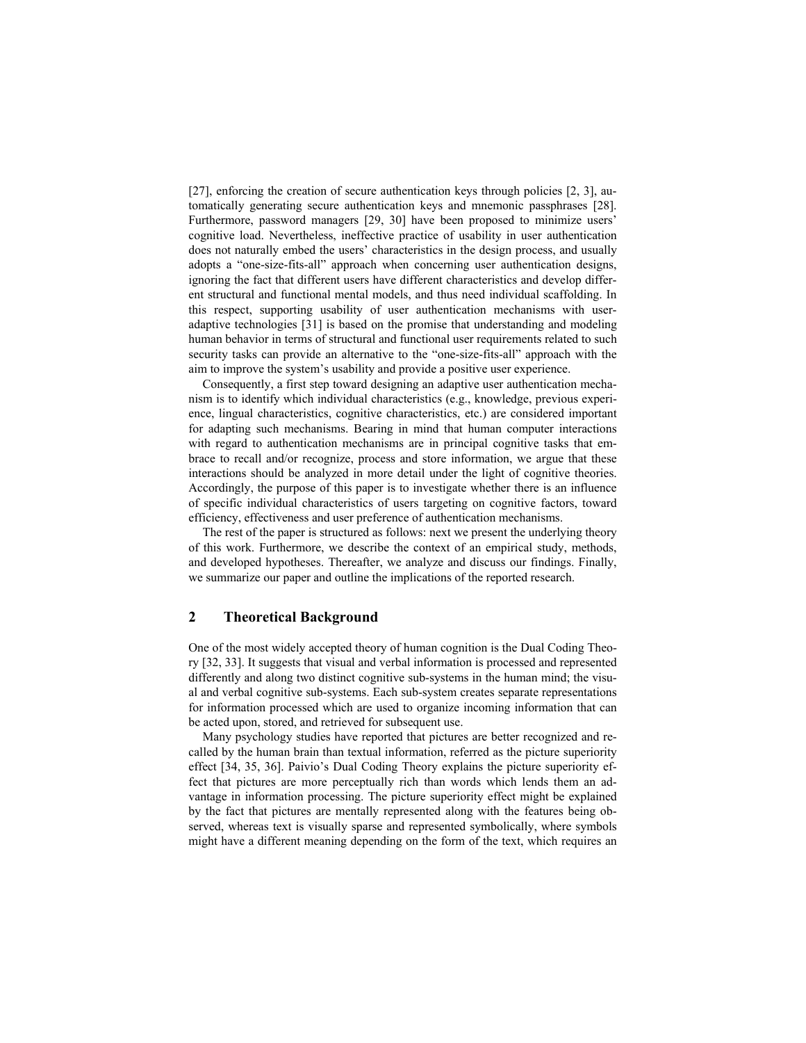[27], enforcing the creation of secure authentication keys through policies [2, 3], automatically generating secure authentication keys and mnemonic passphrases [28]. Furthermore, password managers [29, 30] have been proposed to minimize users' cognitive load. Nevertheless, ineffective practice of usability in user authentication does not naturally embed the users' characteristics in the design process, and usually adopts a "one-size-fits-all" approach when concerning user authentication designs, ignoring the fact that different users have different characteristics and develop different structural and functional mental models, and thus need individual scaffolding. In this respect, supporting usability of user authentication mechanisms with user-adaptive technologies [31] is based on the promise that understanding and modeling human behavior in terms of structural and functional user requirements related to such security tasks can provide an alternative to the "one-size-fits-all" approach with the aim to improve the system's usability and provide a positive user experience.

Consequently, a first step toward designing an adaptive user authentication mechanism is to identify which individual characteristics (e.g., knowledge, previous experience, lingual characteristics, cognitive characteristics, etc.) are considered important for adapting such mechanisms. Bearing in mind that human computer interactions with regard to authentication mechanisms are in principal cognitive tasks that embrace to recall and/or recognize, process and store information, we argue that these interactions should be analyzed in more detail under the light of cognitive theories. Accordingly, the purpose of this paper is to investigate whether there is an influence of specific individual characteristics of users targeting on cognitive factors, toward efficiency, effectiveness and user preference of authentication mechanisms.

The rest of the paper is structured as follows: next we present the underlying theory of this work. Furthermore, we describe the context of an empirical study, methods, and developed hypotheses. Thereafter, we analyze and discuss our findings. Finally, we summarize our paper and outline the implications of the reported research.

## 2 Theoretical Background

One of the most widely accepted theory of human cognition is the Dual Coding Theory [32, 33]. It suggests that visual and verbal information is processed and represented differently and along two distinct cognitive sub-systems in the human mind; the visual and verbal cognitive sub-systems. Each sub-system creates separate representations for information processed which are used to organize incoming information that can be acted upon, stored, and retrieved for subsequent use.

Many psychology studies have reported that pictures are better recognized and recalled by the human brain than textual information, referred as the picture superiority effect [34, 35, 36]. Paivio's Dual Coding Theory explains the picture superiority effect that pictures are more perceptually rich than words which lends them an advantage in information processing. The picture superiority effect might be explained by the fact that pictures are mentally represented along with the features being observed, whereas text is visually sparse and represented symbolically, where symbols might have a different meaning depending on the form of the text, which requires an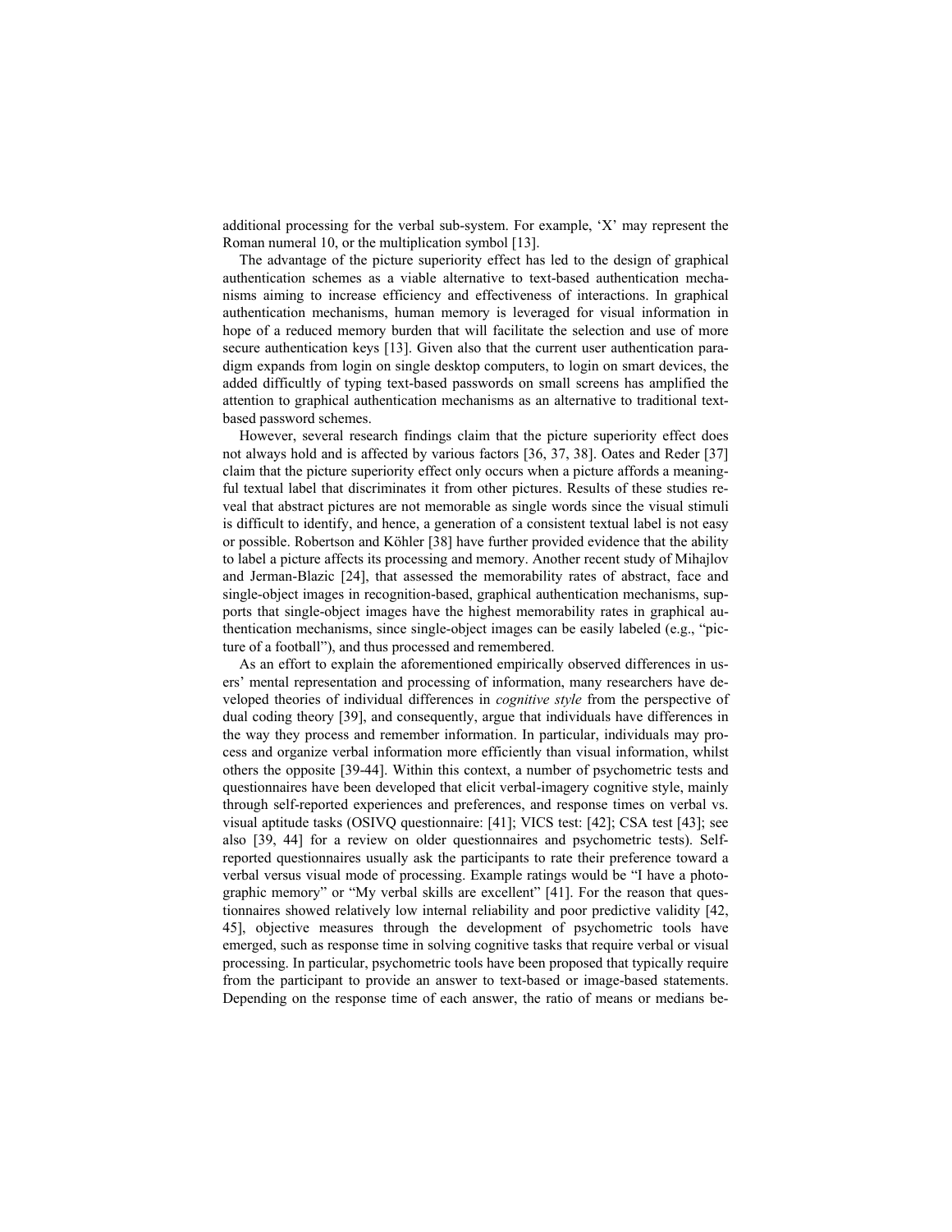additional processing for the verbal sub-system. For example, 'X' may represent the Roman numeral 10, or the multiplication symbol [13].

The advantage of the picture superiority effect has led to the design of graphical authentication schemes as a viable alternative to text-based authentication mechanisms aiming to increase efficiency and effectiveness of interactions. In graphical authentication mechanisms, human memory is leveraged for visual information in hope of a reduced memory burden that will facilitate the selection and use of more secure authentication keys [13]. Given also that the current user authentication paradigm expands from login on single desktop computers, to login on smart devices, the added difficultly of typing text-based passwords on small screens has amplified the attention to graphical authentication mechanisms as an alternative to traditional text-based password schemes.

However, several research findings claim that the picture superiority effect does not always hold and is affected by various factors [36, 37, 38]. Oates and Reder [37] claim that the picture superiority effect only occurs when a picture affords a meaningful textual label that discriminates it from other pictures. Results of these studies reveal that abstract pictures are not memorable as single words since the visual stimuli is difficult to identify, and hence, a generation of a consistent textual label is not easy or possible. Robertson and Köhler [38] have further provided evidence that the ability to label a picture affects its processing and memory. Another recent study of Mihajlov and Jerman-Blazic [24], that assessed the memorability rates of abstract, face and single-object images in recognition-based, graphical authentication mechanisms, supports that single-object images have the highest memorability rates in graphical authentication mechanisms, since single-object images can be easily labeled (e.g., "picture of a football"), and thus processed and remembered.

As an effort to explain the aforementioned empirically observed differences in users' mental representation and processing of information, many researchers have developed theories of individual differences in *cognitive style* from the perspective of dual coding theory [39], and consequently, argue that individuals have differences in the way they process and remember information. In particular, individuals may process and organize verbal information more efficiently than visual information, whilst others the opposite [39-44]. Within this context, a number of psychometric tests and questionnaires have been developed that elicit verbal-imagery cognitive style, mainly through self-reported experiences and preferences, and response times on verbal vs. visual aptitude tasks (OSIVQ questionnaire: [41]; VICS test: [42]; CSA test [43]; see also [39, 44] for a review on older questionnaires and psychometric tests). Self-reported questionnaires usually ask the participants to rate their preference toward a verbal versus visual mode of processing. Example ratings would be "I have a photographic memory" or "My verbal skills are excellent" [41]. For the reason that questionnaires showed relatively low internal reliability and poor predictive validity [42, 45], objective measures through the development of psychometric tools have emerged, such as response time in solving cognitive tasks that require verbal or visual processing. In particular, psychometric tools have been proposed that typically require from the participant to provide an answer to text-based or image-based statements. Depending on the response time of each answer, the ratio of means or medians be-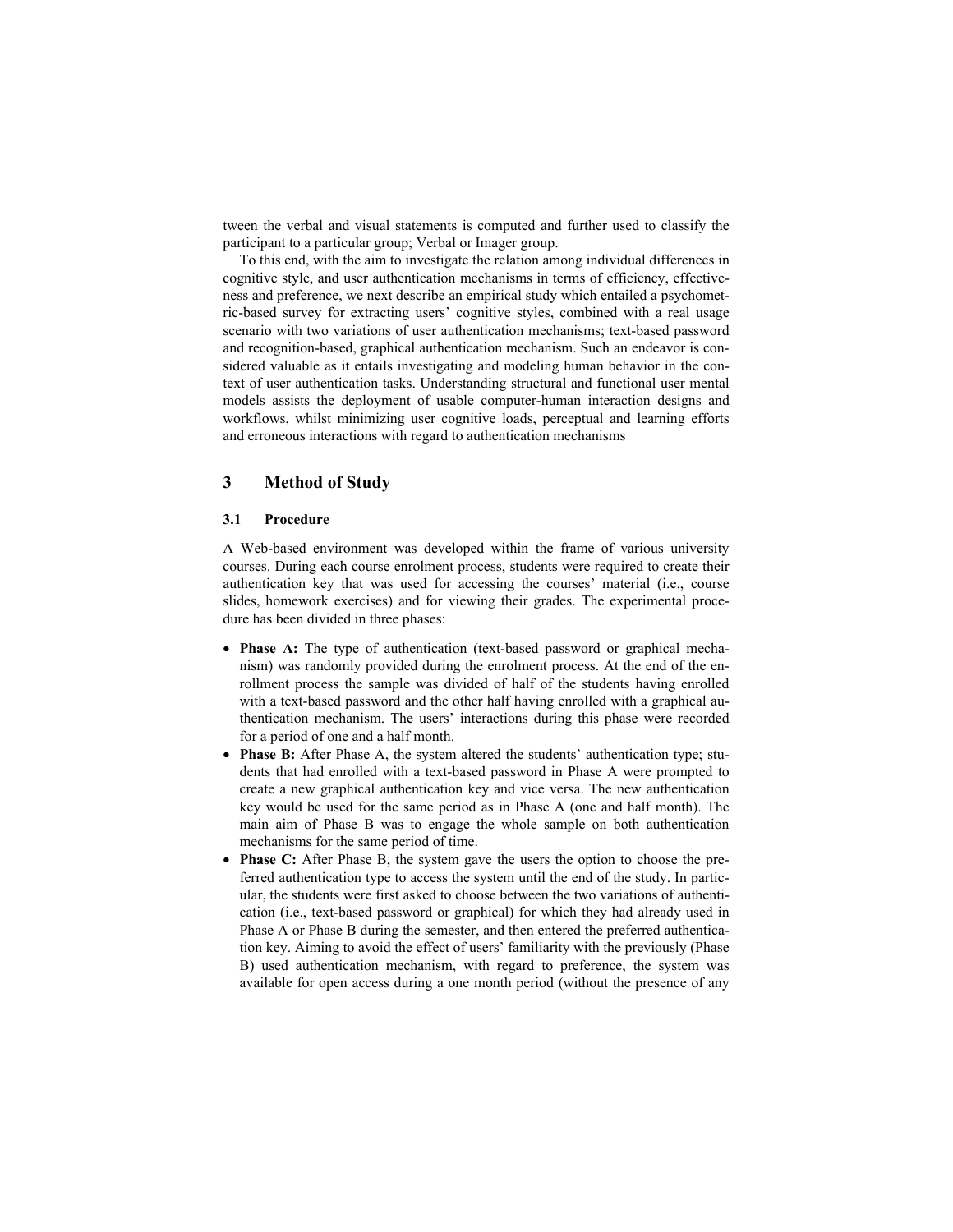tween the verbal and visual statements is computed and further used to classify the participant to a particular group; Verbal or Imager group.

To this end, with the aim to investigate the relation among individual differences in cognitive style, and user authentication mechanisms in terms of efficiency, effectiveness and preference, we next describe an empirical study which entailed a psychometric-based survey for extracting users' cognitive styles, combined with a real usage scenario with two variations of user authentication mechanisms; text-based password and recognition-based, graphical authentication mechanism. Such an endeavor is considered valuable as it entails investigating and modeling human behavior in the context of user authentication tasks. Understanding structural and functional user mental models assists the deployment of usable computer-human interaction designs and workflows, whilst minimizing user cognitive loads, perceptual and learning efforts and erroneous interactions with regard to authentication mechanisms

## 3 Method of Study

### 3.1 Procedure

A Web-based environment was developed within the frame of various university courses. During each course enrolment process, students were required to create their authentication key that was used for accessing the courses' material (i.e., course slides, homework exercises) and for viewing their grades. The experimental procedure has been divided in three phases:

- **Phase A:** The type of authentication (text-based password or graphical mechanism) was randomly provided during the enrolment process. At the end of the enrollment process the sample was divided of half of the students having enrolled with a text-based password and the other half having enrolled with a graphical authentication mechanism. The users' interactions during this phase were recorded for a period of one and a half month.
- **Phase B:** After Phase A, the system altered the students' authentication type; students that had enrolled with a text-based password in Phase A were prompted to create a new graphical authentication key and vice versa. The new authentication key would be used for the same period as in Phase A (one and half month). The main aim of Phase B was to engage the whole sample on both authentication mechanisms for the same period of time.
- **Phase C:** After Phase B, the system gave the users the option to choose the preferred authentication type to access the system until the end of the study. In particular, the students were first asked to choose between the two variations of authentication (i.e., text-based password or graphical) for which they had already used in Phase A or Phase B during the semester, and then entered the preferred authentication key. Aiming to avoid the effect of users' familiarity with the previously (Phase B) used authentication mechanism, with regard to preference, the system was available for open access during a one month period (without the presence of any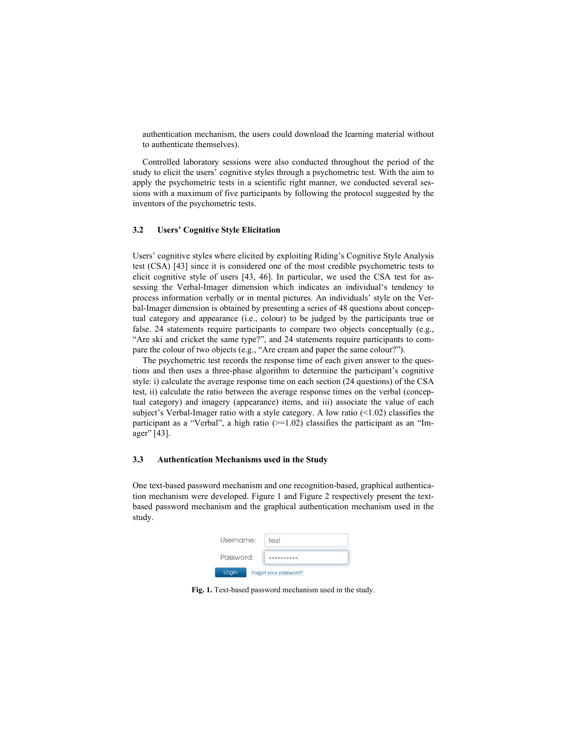authentication mechanism, the users could download the learning material without to authenticate themselves).

Controlled laboratory sessions were also conducted throughout the period of the study to elicit the users' cognitive styles through a psychometric test. With the aim to apply the psychometric tests in a scientific right manner, we conducted several sessions with a maximum of five participants by following the protocol suggested by the inventors of the psychometric tests.

### 3.2 Users' Cognitive Style Elicitation

Users' cognitive styles where elicited by exploiting Riding's Cognitive Style Analysis test (CSA) [43] since it is considered one of the most credible psychometric tests to elicit cognitive style of users [43, 46]. In particular, we used the CSA test for assessing the Verbal-Imager dimension which indicates an individual's tendency to process information verbally or in mental pictures. An individuals' style on the Verbal-Imager dimension is obtained by presenting a series of 48 questions about conceptual category and appearance (i.e., colour) to be judged by the participants true or false. 24 statements require participants to compare two objects conceptually (e.g., "Are ski and cricket the same type?", and 24 statements require participants to compare the colour of two objects (e.g., "Are cream and paper the same colour?").

The psychometric test records the response time of each given answer to the questions and then uses a three-phase algorithm to determine the participant's cognitive style: i) calculate the average response time on each section (24 questions) of the CSA test, ii) calculate the ratio between the average response times on the verbal (conceptual category) and imagery (appearance) items, and iii) associate the value of each subject's Verbal-Imager ratio with a style category. A low ratio (<1.02) classifies the participant as a "Verbal", a high ratio (>=1.02) classifies the participant as an "Imager" [43].

### 3.3 Authentication Mechanisms used in the Study

One text-based password mechanism and one recognition-based, graphical authentication mechanism were developed. Figure 1 and Figure 2 respectively present the text-based password mechanism and the graphical authentication mechanism used in the study.

Username: test
Password: **********
Login Forgot your password?

**Fig. 1.** Text-based password mechanism used in the study.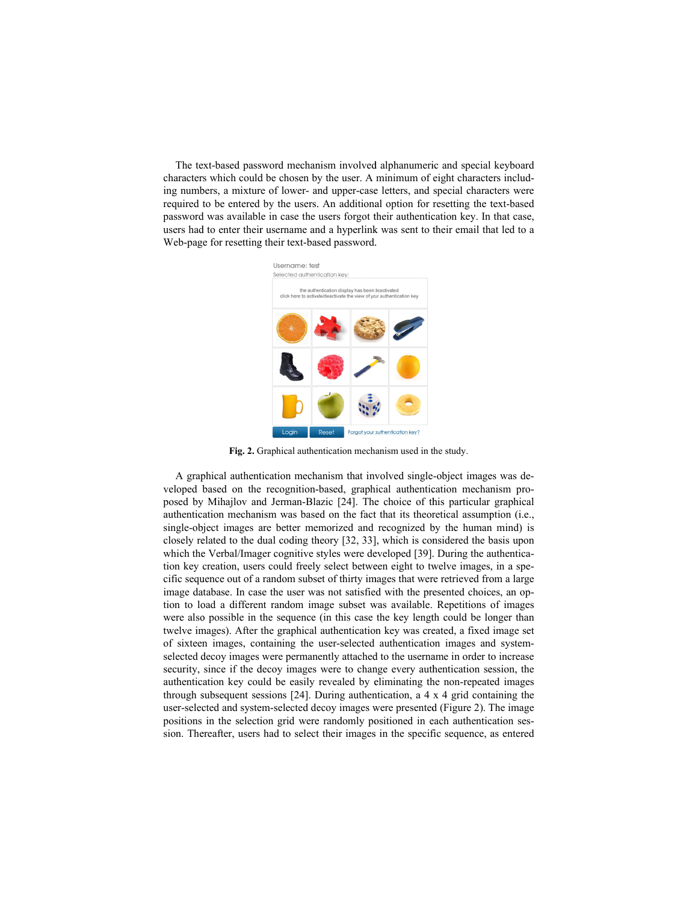The text-based password mechanism involved alphanumeric and special keyboard characters which could be chosen by the user. A minimum of eight characters including numbers, a mixture of lower- and upper-case letters, and special characters were required to be entered by the users. An additional option for resetting the text-based password was available in case the users forgot their authentication key. In that case, users had to enter their username and a hyperlink was sent to their email that led to a Web-page for resetting their text-based password.

**Fig. 2.** Graphical authentication mechanism used in the study.

A graphical authentication mechanism that involved single-object images was developed based on the recognition-based, graphical authentication mechanism proposed by Mihajlov and Jerman-Blazic [24]. The choice of this particular graphical authentication mechanism was based on the fact that its theoretical assumption (i.e., single-object images are better memorized and recognized by the human mind) is closely related to the dual coding theory [32, 33], which is considered the basis upon which the Verbal/Imager cognitive styles were developed [39]. During the authentication key creation, users could freely select between eight to twelve images, in a specific sequence out of a random subset of thirty images that were retrieved from a large image database. In case the user was not satisfied with the presented choices, an option to load a different random image subset was available. Repetitions of images were also possible in the sequence (in this case the key length could be longer than twelve images). After the graphical authentication key was created, a fixed image set of sixteen images, containing the user-selected authentication images and system-selected decoy images were permanently attached to the username in order to increase security, since if the decoy images were to change every authentication session, the authentication key could be easily revealed by eliminating the non-repeated images through subsequent sessions [24]. During authentication, a 4 x 4 grid containing the user-selected and system-selected decoy images were presented (Figure 2). The image positions in the selection grid were randomly positioned in each authentication session. Thereafter, users had to select their images in the specific sequence, as entered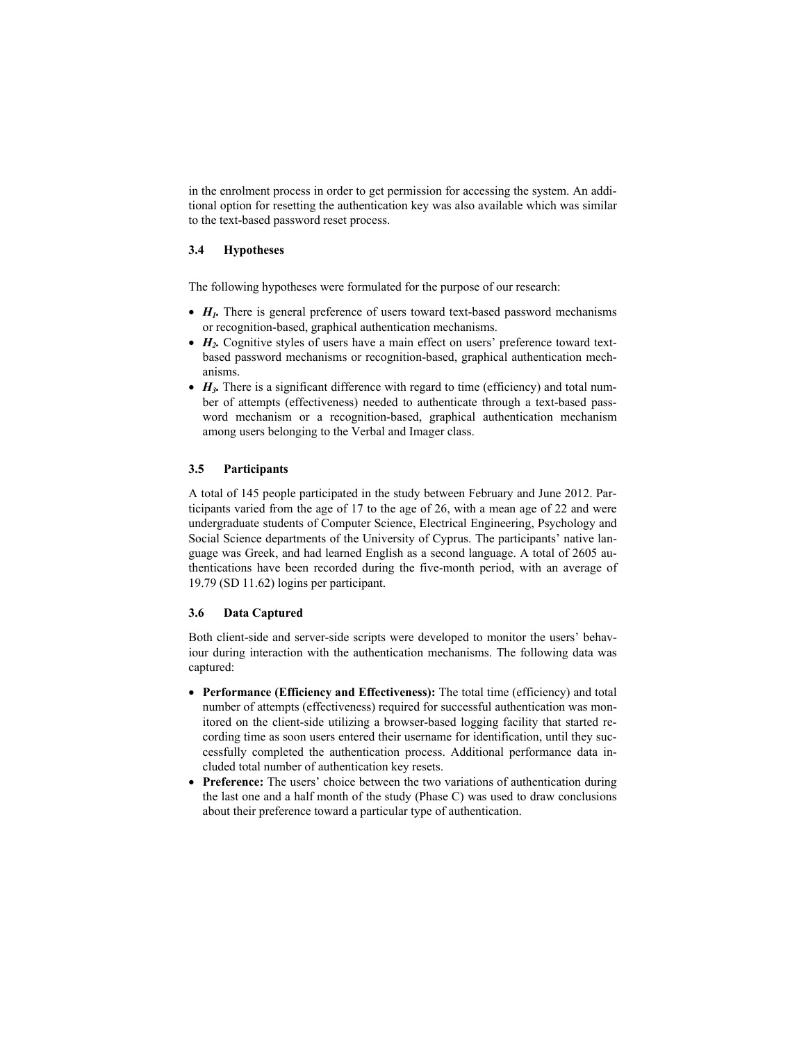in the enrolment process in order to get permission for accessing the system. An additional option for resetting the authentication key was also available which was similar to the text-based password reset process.

### 3.4 Hypotheses

The following hypotheses were formulated for the purpose of our research:

- ***$H_1$.*** There is general preference of users toward text-based password mechanisms or recognition-based, graphical authentication mechanisms.
- ***$H_2$.*** Cognitive styles of users have a main effect on users' preference toward text-based password mechanisms or recognition-based, graphical authentication mechanisms.
- ***$H_3$.*** There is a significant difference with regard to time (efficiency) and total number of attempts (effectiveness) needed to authenticate through a text-based password mechanism or a recognition-based, graphical authentication mechanism among users belonging to the Verbal and Imager class.

### 3.5 Participants

A total of 145 people participated in the study between February and June 2012. Participants varied from the age of 17 to the age of 26, with a mean age of 22 and were undergraduate students of Computer Science, Electrical Engineering, Psychology and Social Science departments of the University of Cyprus. The participants' native language was Greek, and had learned English as a second language. A total of 2605 authentications have been recorded during the five-month period, with an average of 19.79 (SD 11.62) logins per participant.

### 3.6 Data Captured

Both client-side and server-side scripts were developed to monitor the users' behaviour during interaction with the authentication mechanisms. The following data was captured:

- **Performance (Efficiency and Effectiveness):** The total time (efficiency) and total number of attempts (effectiveness) required for successful authentication was monitored on the client-side utilizing a browser-based logging facility that started recording time as soon users entered their username for identification, until they successfully completed the authentication process. Additional performance data included total number of authentication key resets.
- **Preference:** The users' choice between the two variations of authentication during the last one and a half month of the study (Phase C) was used to draw conclusions about their preference toward a particular type of authentication.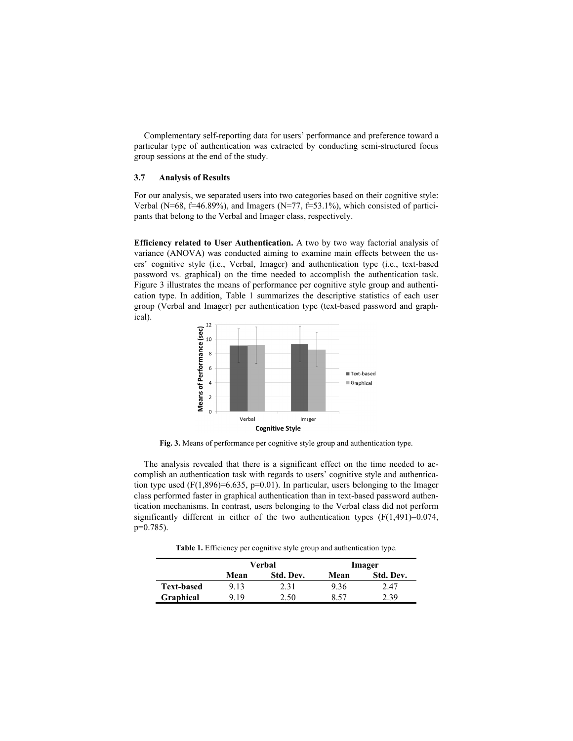Complementary self-reporting data for users' performance and preference toward a particular type of authentication was extracted by conducting semi-structured focus group sessions at the end of the study.

### 3.7 Analysis of Results

For our analysis, we separated users into two categories based on their cognitive style: Verbal (N=68, f=46.89%), and Imagers (N=77, f=53.1%), which consisted of participants that belong to the Verbal and Imager class, respectively.

**Efficiency related to User Authentication.** A two by two way factorial analysis of variance (ANOVA) was conducted aiming to examine main effects between the users' cognitive style (i.e., Verbal, Imager) and authentication type (i.e., text-based password vs. graphical) on the time needed to accomplish the authentication task. Figure 3 illustrates the means of performance per cognitive style group and authentication type. In addition, Table 1 summarizes the descriptive statistics of each user group (Verbal and Imager) per authentication type (text-based password and graphical).

**Fig. 3.** Means of performance per cognitive style group and authentication type.

The analysis revealed that there is a significant effect on the time needed to accomplish an authentication task with regards to users' cognitive style and authentication type used ($F(1,896)=6.635$, $p=0.01$). In particular, users belonging to the Imager class performed faster in graphical authentication than in text-based password authentication mechanisms. In contrast, users belonging to the Verbal class did not perform significantly different in either of the two authentication types ($F(1,491)=0.074$, $p=0.785$).

**Table 1.** Efficiency per cognitive style group and authentication type.

| | Verbal | | Imager | |
|---|---|---|---|---|
| | **Mean** | **Std. Dev.** | **Mean** | **Std. Dev.** |
| **Text-based** | 9.13 | 2.31 | 9.36 | 2.47 |
| **Graphical** | 9.19 | 2.50 | 8.57 | 2.39 |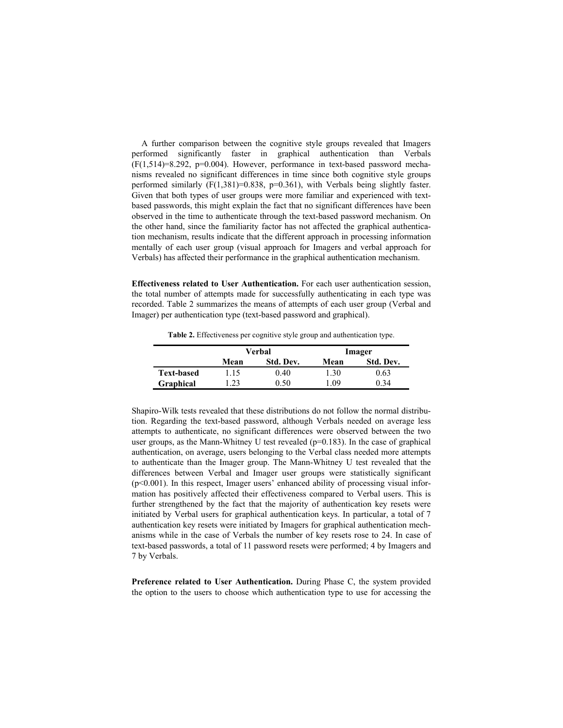A further comparison between the cognitive style groups revealed that Imagers performed significantly faster in graphical authentication than Verbals ($F(1,514)=8.292$, $p=0.004$). However, performance in text-based password mechanisms revealed no significant differences in time since both cognitive style groups performed similarly ($F(1,381)=0.838$, $p=0.361$), with Verbals being slightly faster. Given that both types of user groups were more familiar and experienced with text-based passwords, this might explain the fact that no significant differences have been observed in the time to authenticate through the text-based password mechanism. On the other hand, since the familiarity factor has not affected the graphical authentication mechanism, results indicate that the different approach in processing information mentally of each user group (visual approach for Imagers and verbal approach for Verbals) has affected their performance in the graphical authentication mechanism.

**Effectiveness related to User Authentication.** For each user authentication session, the total number of attempts made for successfully authenticating in each type was recorded. Table 2 summarizes the means of attempts of each user group (Verbal and Imager) per authentication type (text-based password and graphical).

**Table 2.** Effectiveness per cognitive style group and authentication type.

| | Verbal | | Imager | |
|---|---|---|---|---|
| | **Mean** | **Std. Dev.** | **Mean** | **Std. Dev.** |
| **Text-based** | 1.15 | 0.40 | 1.30 | 0.63 |
| **Graphical** | 1.23 | 0.50 | 1.09 | 0.34 |

Shapiro-Wilk tests revealed that these distributions do not follow the normal distribution. Regarding the text-based password, although Verbals needed on average less attempts to authenticate, no significant differences were observed between the two user groups, as the Mann-Whitney U test revealed ($p=0.183$). In the case of graphical authentication, on average, users belonging to the Verbal class needed more attempts to authenticate than the Imager group. The Mann-Whitney U test revealed that the differences between Verbal and Imager user groups were statistically significant ($p<0.001$). In this respect, Imager users' enhanced ability of processing visual information has positively affected their effectiveness compared to Verbal users. This is further strengthened by the fact that the majority of authentication key resets were initiated by Verbal users for graphical authentication keys. In particular, a total of 7 authentication key resets were initiated by Imagers for graphical authentication mechanisms while in the case of Verbals the number of key resets rose to 24. In case of text-based passwords, a total of 11 password resets were performed; 4 by Imagers and 7 by Verbals.

**Preference related to User Authentication.** During Phase C, the system provided the option to the users to choose which authentication type to use for accessing the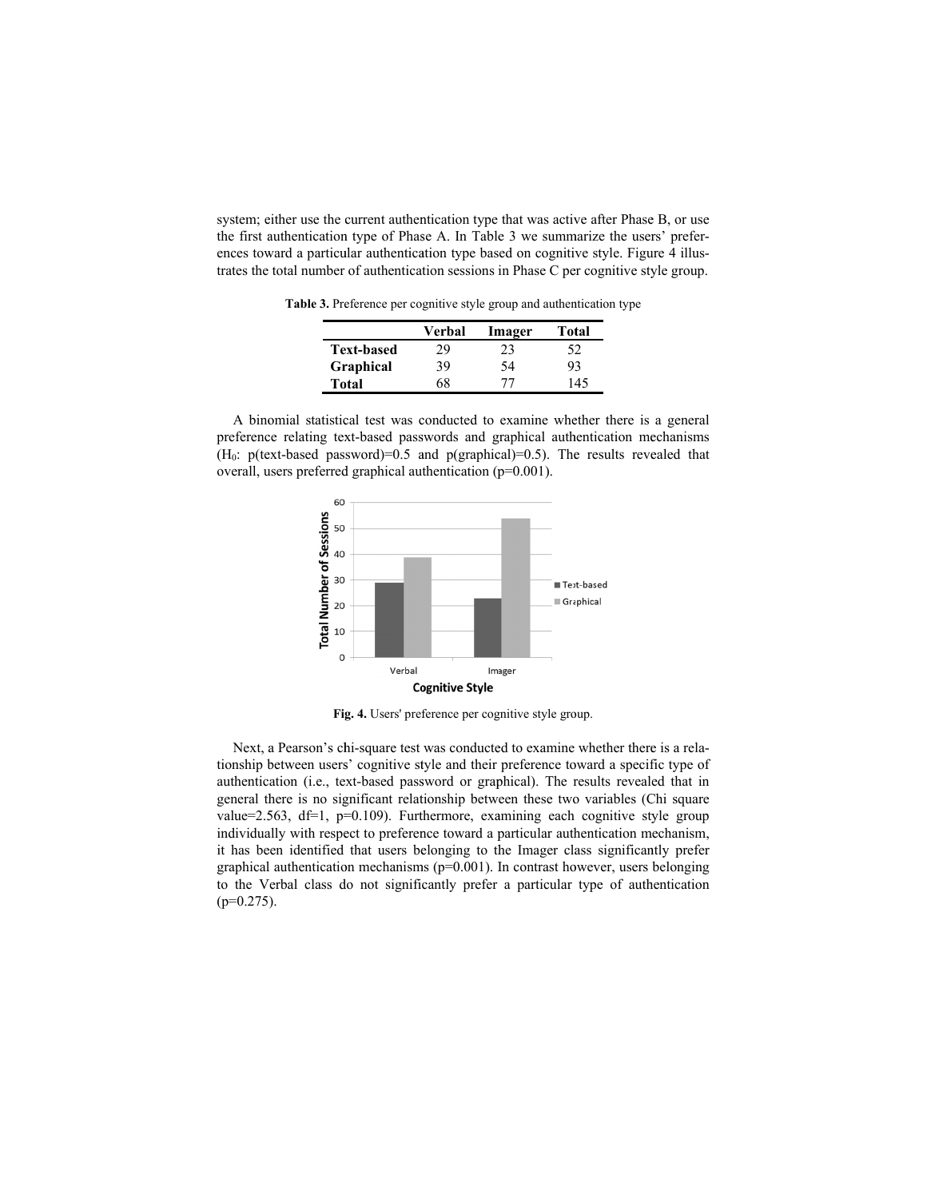system; either use the current authentication type that was active after Phase B, or use the first authentication type of Phase A. In Table 3 we summarize the users' preferences toward a particular authentication type based on cognitive style. Figure 4 illustrates the total number of authentication sessions in Phase C per cognitive style group.

**Table 3.** Preference per cognitive style group and authentication type

| | Verbal | Imager | Total |
|---|---|---|---|
| **Text-based** | 29 | 23 | 52 |
| **Graphical** | 39 | 54 | 93 |
| **Total** | 68 | 77 | 145 |

A binomial statistical test was conducted to examine whether there is a general preference relating text-based passwords and graphical authentication mechanisms ($H_0$: p(text-based password)=0.5 and p(graphical)=0.5). The results revealed that overall, users preferred graphical authentication (p=0.001).

**Fig. 4.** Users' preference per cognitive style group.

Next, a Pearson's chi-square test was conducted to examine whether there is a relationship between users' cognitive style and their preference toward a specific type of authentication (i.e., text-based password or graphical). The results revealed that in general there is no significant relationship between these two variables (Chi square value=2.563, df=1, p=0.109). Furthermore, examining each cognitive style group individually with respect to preference toward a particular authentication mechanism, it has been identified that users belonging to the Imager class significantly prefer graphical authentication mechanisms (p=0.001). In contrast however, users belonging to the Verbal class do not significantly prefer a particular type of authentication (p=0.275).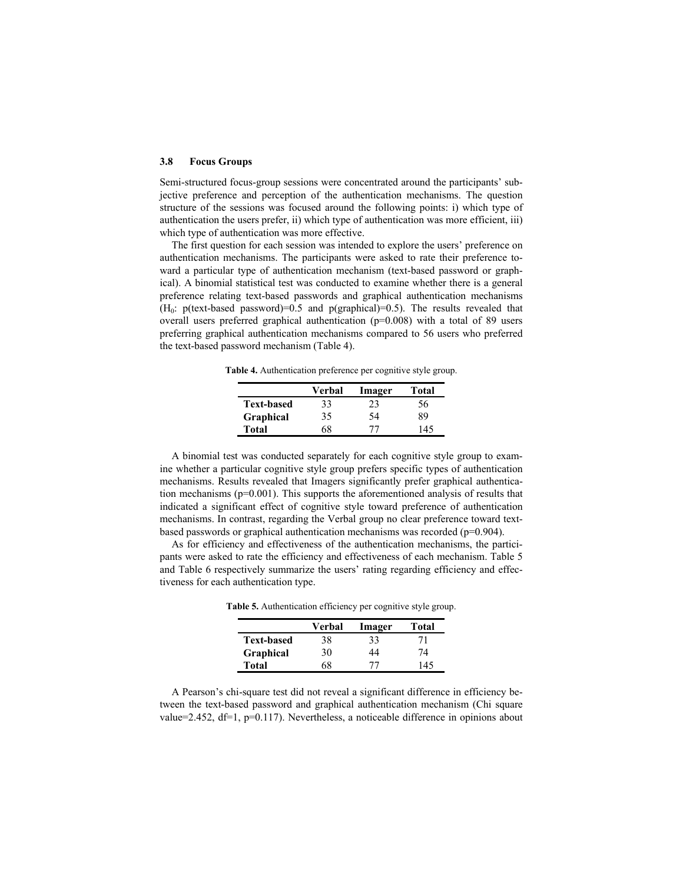### 3.8 Focus Groups

Semi-structured focus-group sessions were concentrated around the participants' subjective preference and perception of the authentication mechanisms. The question structure of the sessions was focused around the following points: i) which type of authentication the users prefer, ii) which type of authentication was more efficient, iii) which type of authentication was more effective.

The first question for each session was intended to explore the users' preference on authentication mechanisms. The participants were asked to rate their preference toward a particular type of authentication mechanism (text-based password or graphical). A binomial statistical test was conducted to examine whether there is a general preference relating text-based passwords and graphical authentication mechanisms ($H_0$: p(text-based password)=0.5 and p(graphical)=0.5). The results revealed that overall users preferred graphical authentication ($p=0.008$) with a total of 89 users preferring graphical authentication mechanisms compared to 56 users who preferred the text-based password mechanism (Table 4).

**Table 4.** Authentication preference per cognitive style group.

| | Verbal | Imager | Total |
|---|---|---|---|
| **Text-based** | 33 | 23 | 56 |
| **Graphical** | 35 | 54 | 89 |
| **Total** | 68 | 77 | 145 |

A binomial test was conducted separately for each cognitive style group to examine whether a particular cognitive style group prefers specific types of authentication mechanisms. Results revealed that Imagers significantly prefer graphical authentication mechanisms ($p=0.001$). This supports the aforementioned analysis of results that indicated a significant effect of cognitive style toward preference of authentication mechanisms. In contrast, regarding the Verbal group no clear preference toward text-based passwords or graphical authentication mechanisms was recorded ($p=0.904$).

As for efficiency and effectiveness of the authentication mechanisms, the participants were asked to rate the efficiency and effectiveness of each mechanism. Table 5 and Table 6 respectively summarize the users' rating regarding efficiency and effectiveness for each authentication type.

**Table 5.** Authentication efficiency per cognitive style group.

| | Verbal | Imager | Total |
|---|---|---|---|
| **Text-based** | 38 | 33 | 71 |
| **Graphical** | 30 | 44 | 74 |
| **Total** | 68 | 77 | 145 |

A Pearson's chi-square test did not reveal a significant difference in efficiency between the text-based password and graphical authentication mechanism (Chi square value=2.452, df=1, $p=0.117$). Nevertheless, a noticeable difference in opinions about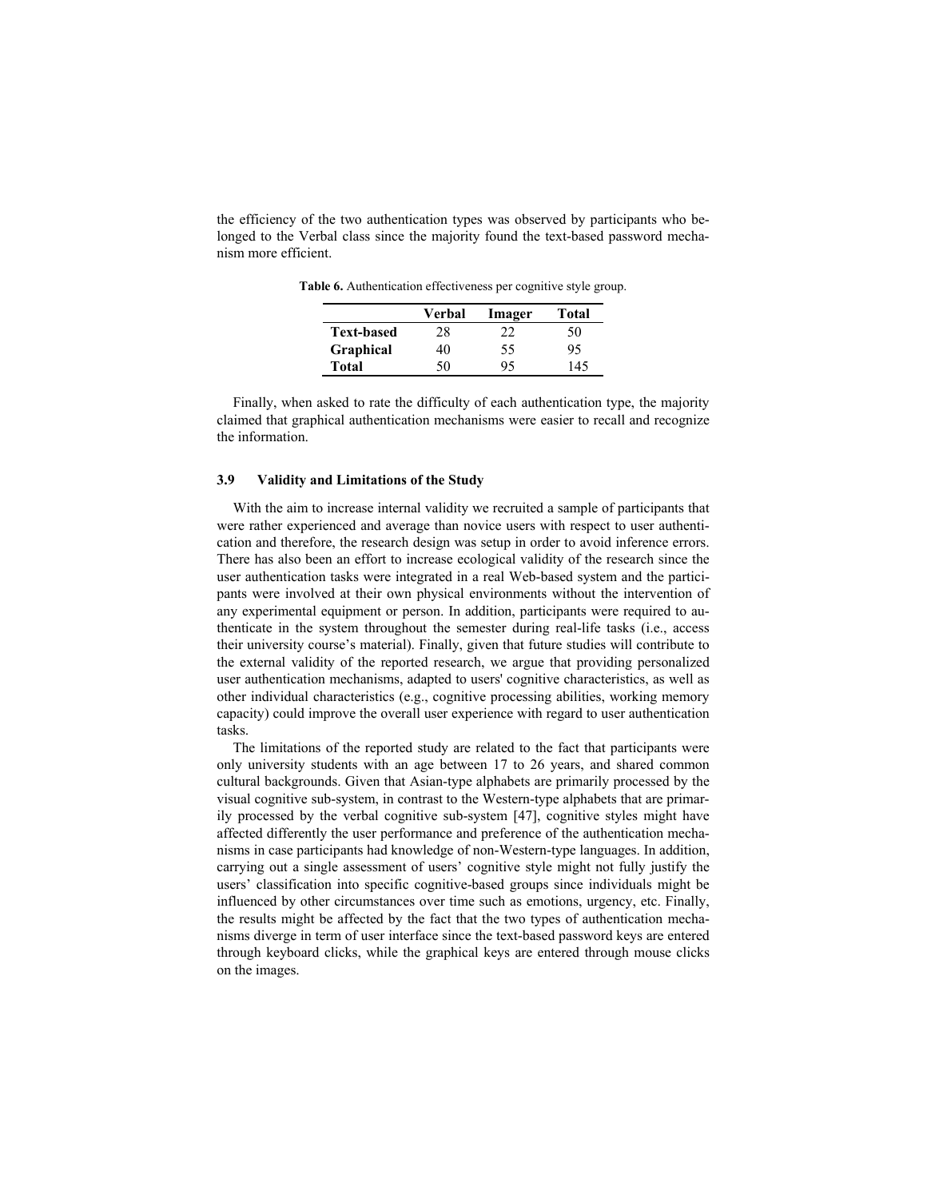the efficiency of the two authentication types was observed by participants who belonged to the Verbal class since the majority found the text-based password mechanism more efficient.

**Table 6.** Authentication effectiveness per cognitive style group.

| | Verbal | Imager | Total |
|---|---|---|---|
| **Text-based** | 28 | 22 | 50 |
| **Graphical** | 40 | 55 | 95 |
| **Total** | 50 | 95 | 145 |

Finally, when asked to rate the difficulty of each authentication type, the majority claimed that graphical authentication mechanisms were easier to recall and recognize the information.

### 3.9 Validity and Limitations of the Study

With the aim to increase internal validity we recruited a sample of participants that were rather experienced and average than novice users with respect to user authentication and therefore, the research design was setup in order to avoid inference errors. There has also been an effort to increase ecological validity of the research since the user authentication tasks were integrated in a real Web-based system and the participants were involved at their own physical environments without the intervention of any experimental equipment or person. In addition, participants were required to authenticate in the system throughout the semester during real-life tasks (i.e., access their university course's material). Finally, given that future studies will contribute to the external validity of the reported research, we argue that providing personalized user authentication mechanisms, adapted to users' cognitive characteristics, as well as other individual characteristics (e.g., cognitive processing abilities, working memory capacity) could improve the overall user experience with regard to user authentication tasks.

The limitations of the reported study are related to the fact that participants were only university students with an age between 17 to 26 years, and shared common cultural backgrounds. Given that Asian-type alphabets are primarily processed by the visual cognitive sub-system, in contrast to the Western-type alphabets that are primarily processed by the verbal cognitive sub-system [47], cognitive styles might have affected differently the user performance and preference of the authentication mechanisms in case participants had knowledge of non-Western-type languages. In addition, carrying out a single assessment of users' cognitive style might not fully justify the users' classification into specific cognitive-based groups since individuals might be influenced by other circumstances over time such as emotions, urgency, etc. Finally, the results might be affected by the fact that the two types of authentication mechanisms diverge in term of user interface since the text-based password keys are entered through keyboard clicks, while the graphical keys are entered through mouse clicks on the images.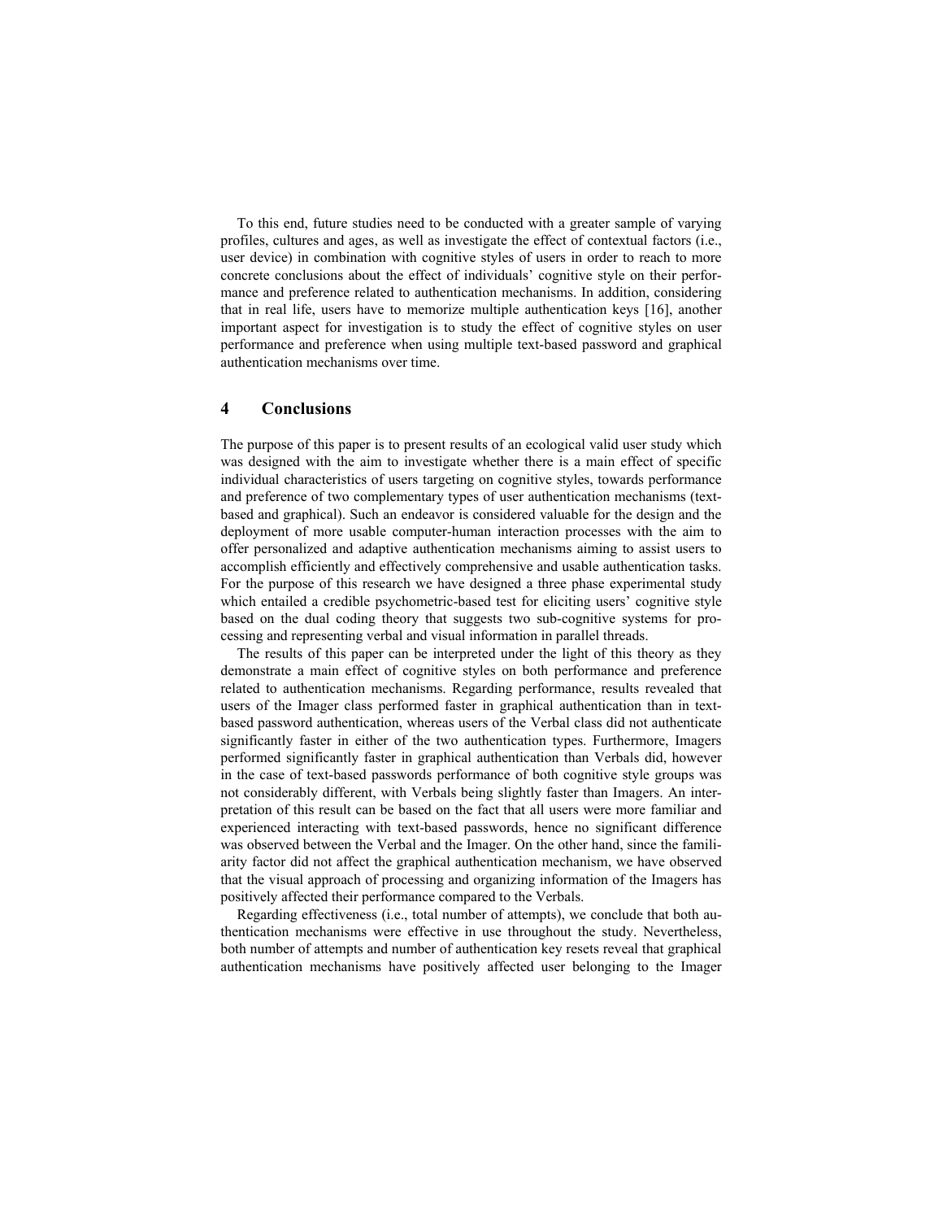To this end, future studies need to be conducted with a greater sample of varying profiles, cultures and ages, as well as investigate the effect of contextual factors (i.e., user device) in combination with cognitive styles of users in order to reach to more concrete conclusions about the effect of individuals' cognitive style on their performance and preference related to authentication mechanisms. In addition, considering that in real life, users have to memorize multiple authentication keys [16], another important aspect for investigation is to study the effect of cognitive styles on user performance and preference when using multiple text-based password and graphical authentication mechanisms over time.

## 4 Conclusions

The purpose of this paper is to present results of an ecological valid user study which was designed with the aim to investigate whether there is a main effect of specific individual characteristics of users targeting on cognitive styles, towards performance and preference of two complementary types of user authentication mechanisms (text-based and graphical). Such an endeavor is considered valuable for the design and the deployment of more usable computer-human interaction processes with the aim to offer personalized and adaptive authentication mechanisms aiming to assist users to accomplish efficiently and effectively comprehensive and usable authentication tasks. For the purpose of this research we have designed a three phase experimental study which entailed a credible psychometric-based test for eliciting users' cognitive style based on the dual coding theory that suggests two sub-cognitive systems for processing and representing verbal and visual information in parallel threads.

The results of this paper can be interpreted under the light of this theory as they demonstrate a main effect of cognitive styles on both performance and preference related to authentication mechanisms. Regarding performance, results revealed that users of the Imager class performed faster in graphical authentication than in text-based password authentication, whereas users of the Verbal class did not authenticate significantly faster in either of the two authentication types. Furthermore, Imagers performed significantly faster in graphical authentication than Verbals did, however in the case of text-based passwords performance of both cognitive style groups was not considerably different, with Verbals being slightly faster than Imagers. An interpretation of this result can be based on the fact that all users were more familiar and experienced interacting with text-based passwords, hence no significant difference was observed between the Verbal and the Imager. On the other hand, since the familiarity factor did not affect the graphical authentication mechanism, we have observed that the visual approach of processing and organizing information of the Imagers has positively affected their performance compared to the Verbals.

Regarding effectiveness (i.e., total number of attempts), we conclude that both authentication mechanisms were effective in use throughout the study. Nevertheless, both number of attempts and number of authentication key resets reveal that graphical authentication mechanisms have positively affected user belonging to the Imager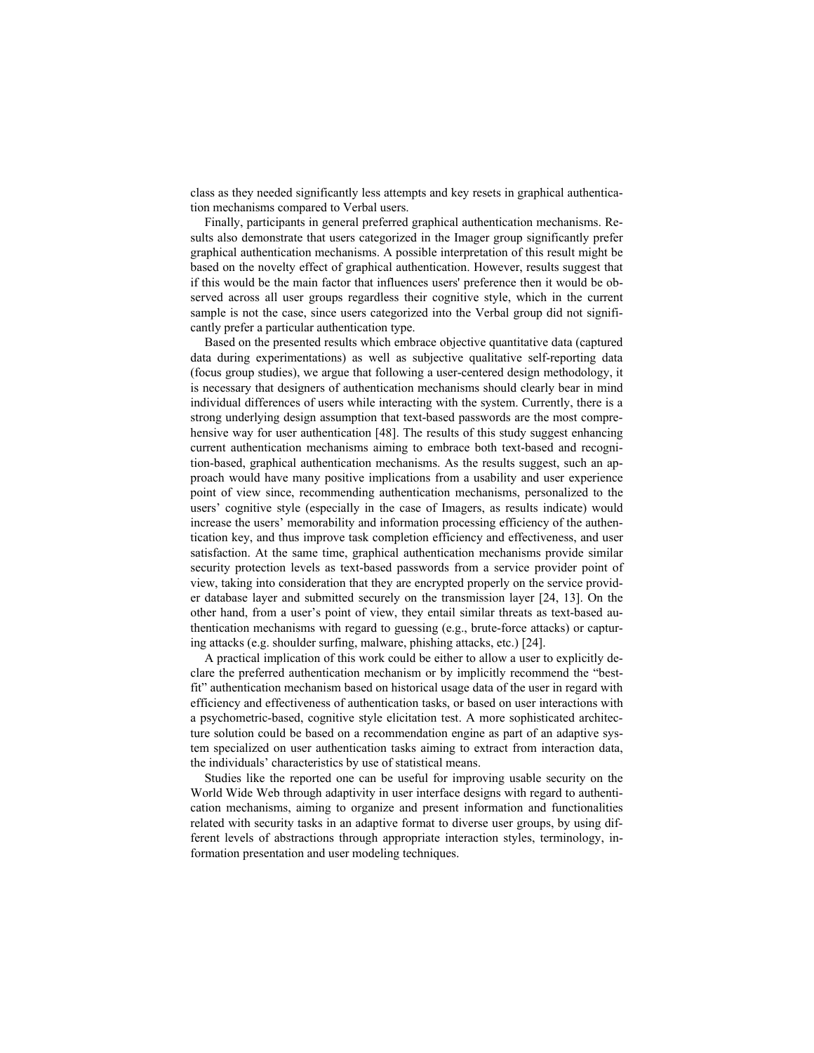class as they needed significantly less attempts and key resets in graphical authentication mechanisms compared to Verbal users.

Finally, participants in general preferred graphical authentication mechanisms. Results also demonstrate that users categorized in the Imager group significantly prefer graphical authentication mechanisms. A possible interpretation of this result might be based on the novelty effect of graphical authentication. However, results suggest that if this would be the main factor that influences users' preference then it would be observed across all user groups regardless their cognitive style, which in the current sample is not the case, since users categorized into the Verbal group did not significantly prefer a particular authentication type.

Based on the presented results which embrace objective quantitative data (captured data during experimentations) as well as subjective qualitative self-reporting data (focus group studies), we argue that following a user-centered design methodology, it is necessary that designers of authentication mechanisms should clearly bear in mind individual differences of users while interacting with the system. Currently, there is a strong underlying design assumption that text-based passwords are the most comprehensive way for user authentication [48]. The results of this study suggest enhancing current authentication mechanisms aiming to embrace both text-based and recognition-based, graphical authentication mechanisms. As the results suggest, such an approach would have many positive implications from a usability and user experience point of view since, recommending authentication mechanisms, personalized to the users' cognitive style (especially in the case of Imagers, as results indicate) would increase the users' memorability and information processing efficiency of the authentication key, and thus improve task completion efficiency and effectiveness, and user satisfaction. At the same time, graphical authentication mechanisms provide similar security protection levels as text-based passwords from a service provider point of view, taking into consideration that they are encrypted properly on the service provider database layer and submitted securely on the transmission layer [24, 13]. On the other hand, from a user's point of view, they entail similar threats as text-based authentication mechanisms with regard to guessing (e.g., brute-force attacks) or capturing attacks (e.g. shoulder surfing, malware, phishing attacks, etc.) [24].

A practical implication of this work could be either to allow a user to explicitly declare the preferred authentication mechanism or by implicitly recommend the "best-fit" authentication mechanism based on historical usage data of the user in regard with efficiency and effectiveness of authentication tasks, or based on user interactions with a psychometric-based, cognitive style elicitation test. A more sophisticated architecture solution could be based on a recommendation engine as part of an adaptive system specialized on user authentication tasks aiming to extract from interaction data, the individuals' characteristics by use of statistical means.

Studies like the reported one can be useful for improving usable security on the World Wide Web through adaptivity in user interface designs with regard to authentication mechanisms, aiming to organize and present information and functionalities related with security tasks in an adaptive format to diverse user groups, by using different levels of abstractions through appropriate interaction styles, terminology, information presentation and user modeling techniques.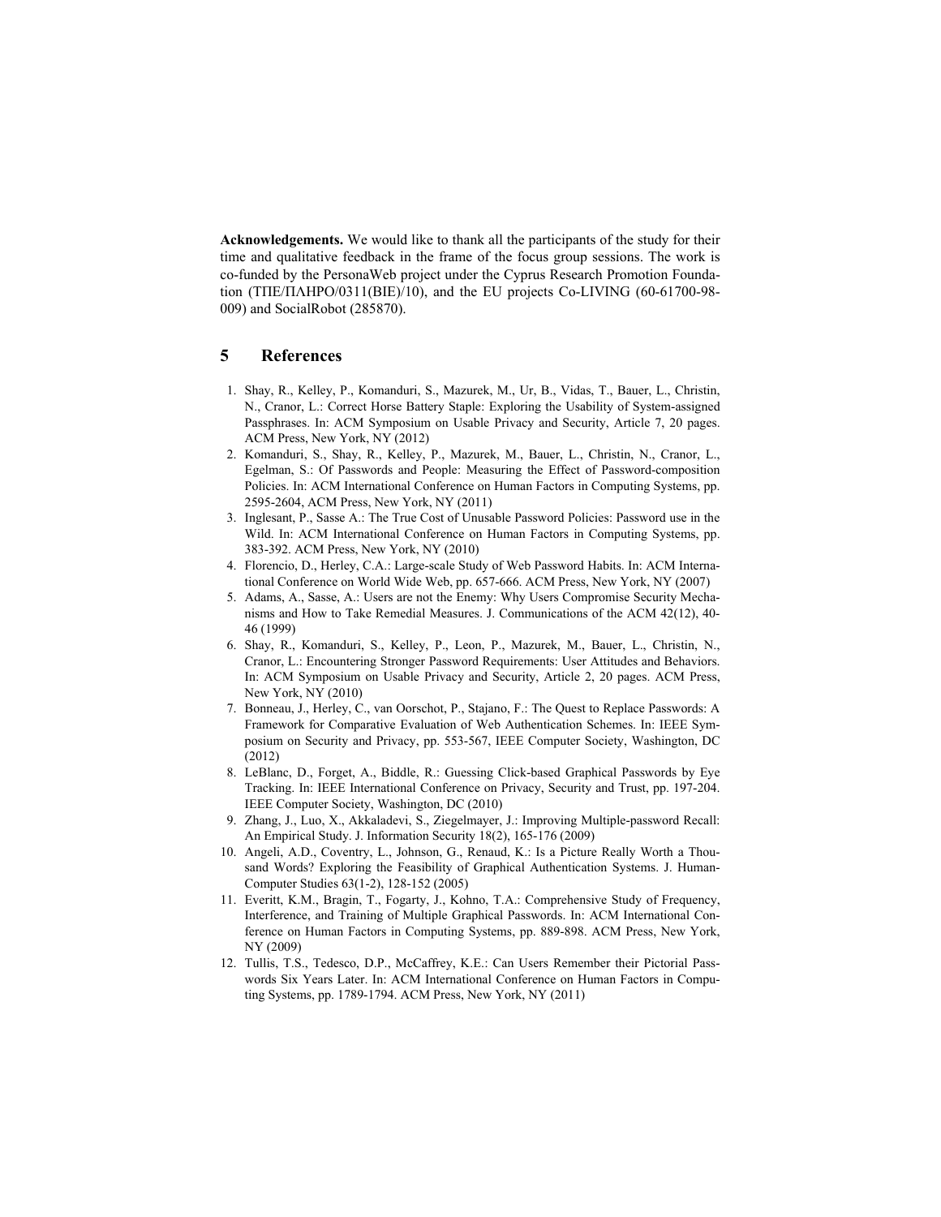**Acknowledgements.** We would like to thank all the participants of the study for their time and qualitative feedback in the frame of the focus group sessions. The work is co-funded by the PersonaWeb project under the Cyprus Research Promotion Foundation (ΤΠΕ/ΠΛΗΡΟ/0311(ΒΙΕ)/10), and the EU projects Co-LIVING (60-61700-98-009) and SocialRobot (285870).

## 5 References

1. Shay, R., Kelley, P., Komanduri, S., Mazurek, M., Ur, B., Vidas, T., Bauer, L., Christin, N., Cranor, L.: Correct Horse Battery Staple: Exploring the Usability of System-assigned Passphrases. In: ACM Symposium on Usable Privacy and Security, Article 7, 20 pages. ACM Press, New York, NY (2012)
2. Komanduri, S., Shay, R., Kelley, P., Mazurek, M., Bauer, L., Christin, N., Cranor, L., Egelman, S.: Of Passwords and People: Measuring the Effect of Password-composition Policies. In: ACM International Conference on Human Factors in Computing Systems, pp. 2595-2604, ACM Press, New York, NY (2011)
3. Inglesant, P., Sasse A.: The True Cost of Unusable Password Policies: Password use in the Wild. In: ACM International Conference on Human Factors in Computing Systems, pp. 383-392. ACM Press, New York, NY (2010)
4. Florencio, D., Herley, C.A.: Large-scale Study of Web Password Habits. In: ACM International Conference on World Wide Web, pp. 657-666. ACM Press, New York, NY (2007)
5. Adams, A., Sasse, A.: Users are not the Enemy: Why Users Compromise Security Mechanisms and How to Take Remedial Measures. J. Communications of the ACM 42(12), 40-46 (1999)
6. Shay, R., Komanduri, S., Kelley, P., Leon, P., Mazurek, M., Bauer, L., Christin, N., Cranor, L.: Encountering Stronger Password Requirements: User Attitudes and Behaviors. In: ACM Symposium on Usable Privacy and Security, Article 2, 20 pages. ACM Press, New York, NY (2010)
7. Bonneau, J., Herley, C., van Oorschot, P., Stajano, F.: The Quest to Replace Passwords: A Framework for Comparative Evaluation of Web Authentication Schemes. In: IEEE Symposium on Security and Privacy, pp. 553-567, IEEE Computer Society, Washington, DC (2012)
8. LeBlanc, D., Forget, A., Biddle, R.: Guessing Click-based Graphical Passwords by Eye Tracking. In: IEEE International Conference on Privacy, Security and Trust, pp. 197-204. IEEE Computer Society, Washington, DC (2010)
9. Zhang, J., Luo, X., Akkaladevi, S., Ziegelmayer, J.: Improving Multiple-password Recall: An Empirical Study. J. Information Security 18(2), 165-176 (2009)
10. Angeli, A.D., Coventry, L., Johnson, G., Renaud, K.: Is a Picture Really Worth a Thousand Words? Exploring the Feasibility of Graphical Authentication Systems. J. Human-Computer Studies 63(1-2), 128-152 (2005)
11. Everitt, K.M., Bragin, T., Fogarty, J., Kohno, T.A.: Comprehensive Study of Frequency, Interference, and Training of Multiple Graphical Passwords. In: ACM International Conference on Human Factors in Computing Systems, pp. 889-898. ACM Press, New York, NY (2009)
12. Tullis, T.S., Tedesco, D.P., McCaffrey, K.E.: Can Users Remember their Pictorial Passwords Six Years Later. In: ACM International Conference on Human Factors in Computing Systems, pp. 1789-1794. ACM Press, New York, NY (2011)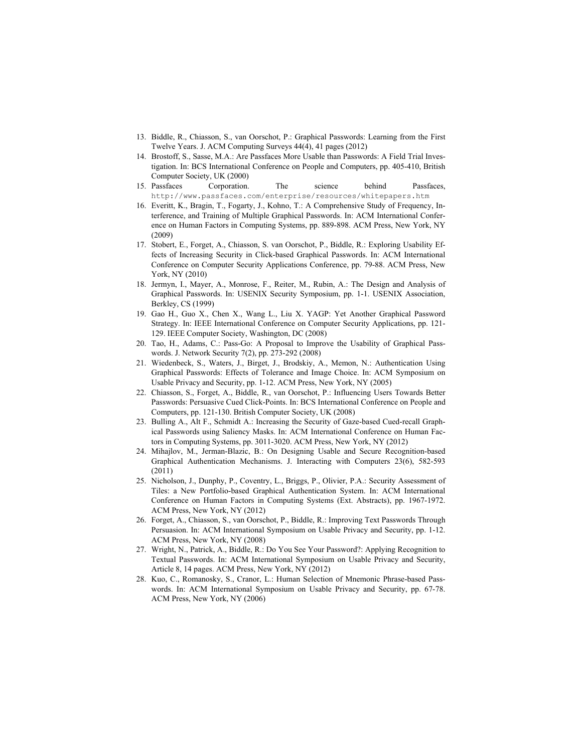13. Biddle, R., Chiasson, S., van Oorschot, P.: Graphical Passwords: Learning from the First Twelve Years. J. ACM Computing Surveys 44(4), 41 pages (2012)
14. Brostoff, S., Sasse, M.A.: Are Passfaces More Usable than Passwords: A Field Trial Investigation. In: BCS International Conference on People and Computers, pp. 405-410, British Computer Society, UK (2000)
15. Passfaces Corporation. The science behind Passfaces, http://www.passfaces.com/enterprise/resources/whitepapers.htm
16. Everitt, K., Bragin, T., Fogarty, J., Kohno, T.: A Comprehensive Study of Frequency, Interference, and Training of Multiple Graphical Passwords. In: ACM International Conference on Human Factors in Computing Systems, pp. 889-898. ACM Press, New York, NY (2009)
17. Stobert, E., Forget, A., Chiasson, S. van Oorschot, P., Biddle, R.: Exploring Usability Effects of Increasing Security in Click-based Graphical Passwords. In: ACM International Conference on Computer Security Applications Conference, pp. 79-88. ACM Press, New York, NY (2010)
18. Jermyn, I., Mayer, A., Monrose, F., Reiter, M., Rubin, A.: The Design and Analysis of Graphical Passwords. In: USENIX Security Symposium, pp. 1-1. USENIX Association, Berkley, CS (1999)
19. Gao H., Guo X., Chen X., Wang L., Liu X. YAGP: Yet Another Graphical Password Strategy. In: IEEE International Conference on Computer Security Applications, pp. 121-129. IEEE Computer Society, Washington, DC (2008)
20. Tao, H., Adams, C.: Pass-Go: A Proposal to Improve the Usability of Graphical Passwords. J. Network Security 7(2), pp. 273-292 (2008)
21. Wiedenbeck, S., Waters, J., Birget, J., Brodskiy, A., Memon, N.: Authentication Using Graphical Passwords: Effects of Tolerance and Image Choice. In: ACM Symposium on Usable Privacy and Security, pp. 1-12. ACM Press, New York, NY (2005)
22. Chiasson, S., Forget, A., Biddle, R., van Oorschot, P.: Influencing Users Towards Better Passwords: Persuasive Cued Click-Points. In: BCS International Conference on People and Computers, pp. 121-130. British Computer Society, UK (2008)
23. Bulling A., Alt F., Schmidt A.: Increasing the Security of Gaze-based Cued-recall Graphical Passwords using Saliency Masks. In: ACM International Conference on Human Factors in Computing Systems, pp. 3011-3020. ACM Press, New York, NY (2012)
24. Mihajlov, M., Jerman-Blazic, B.: On Designing Usable and Secure Recognition-based Graphical Authentication Mechanisms. J. Interacting with Computers 23(6), 582-593 (2011)
25. Nicholson, J., Dunphy, P., Coventry, L., Briggs, P., Olivier, P.A.: Security Assessment of Tiles: a New Portfolio-based Graphical Authentication System. In: ACM International Conference on Human Factors in Computing Systems (Ext. Abstracts), pp. 1967-1972. ACM Press, New York, NY (2012)
26. Forget, A., Chiasson, S., van Oorschot, P., Biddle, R.: Improving Text Passwords Through Persuasion. In: ACM International Symposium on Usable Privacy and Security, pp. 1-12. ACM Press, New York, NY (2008)
27. Wright, N., Patrick, A., Biddle, R.: Do You See Your Password?: Applying Recognition to Textual Passwords. In: ACM International Symposium on Usable Privacy and Security, Article 8, 14 pages. ACM Press, New York, NY (2012)
28. Kuo, C., Romanosky, S., Cranor, L.: Human Selection of Mnemonic Phrase-based Passwords. In: ACM International Symposium on Usable Privacy and Security, pp. 67-78. ACM Press, New York, NY (2006)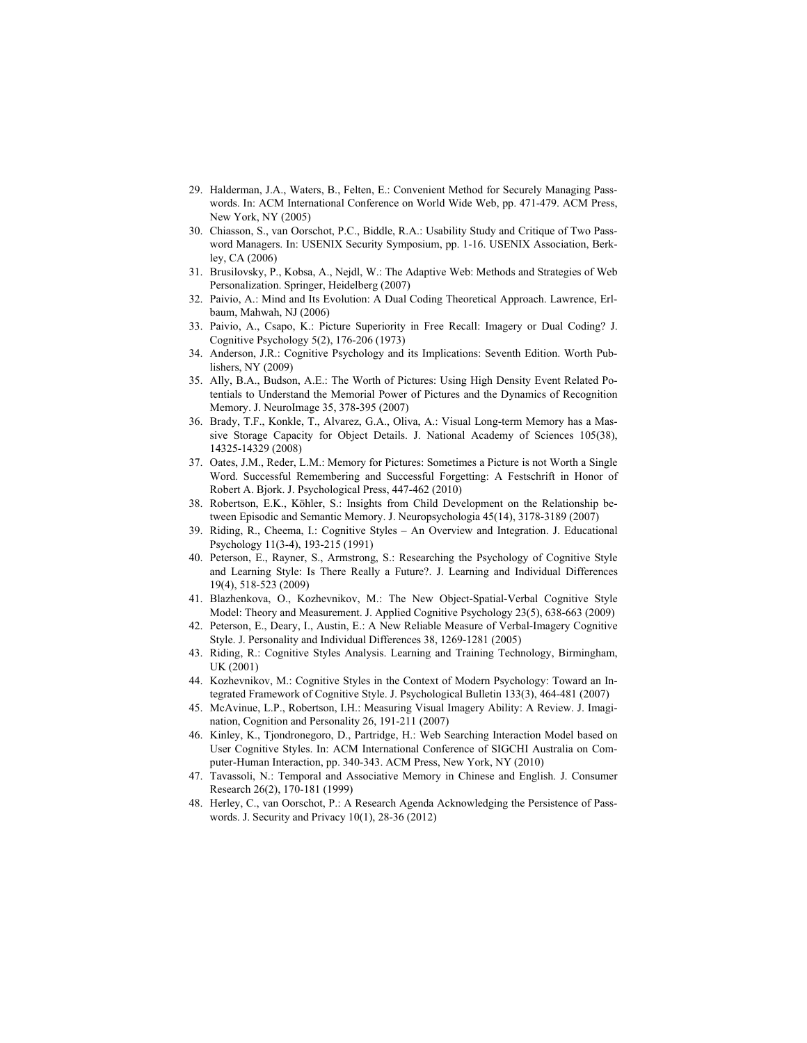29. Halderman, J.A., Waters, B., Felten, E.: Convenient Method for Securely Managing Passwords. In: ACM International Conference on World Wide Web, pp. 471-479. ACM Press, New York, NY (2005)
30. Chiasson, S., van Oorschot, P.C., Biddle, R.A.: Usability Study and Critique of Two Password Managers. In: USENIX Security Symposium, pp. 1-16. USENIX Association, Berkley, CA (2006)
31. Brusilovsky, P., Kobsa, A., Nejdl, W.: The Adaptive Web: Methods and Strategies of Web Personalization. Springer, Heidelberg (2007)
32. Paivio, A.: Mind and Its Evolution: A Dual Coding Theoretical Approach. Lawrence, Erlbaum, Mahwah, NJ (2006)
33. Paivio, A., Csapo, K.: Picture Superiority in Free Recall: Imagery or Dual Coding? J. Cognitive Psychology 5(2), 176-206 (1973)
34. Anderson, J.R.: Cognitive Psychology and its Implications: Seventh Edition. Worth Publishers, NY (2009)
35. Ally, B.A., Budson, A.E.: The Worth of Pictures: Using High Density Event Related Potentials to Understand the Memorial Power of Pictures and the Dynamics of Recognition Memory. J. NeuroImage 35, 378-395 (2007)
36. Brady, T.F., Konkle, T., Alvarez, G.A., Oliva, A.: Visual Long-term Memory has a Massive Storage Capacity for Object Details. J. National Academy of Sciences 105(38), 14325-14329 (2008)
37. Oates, J.M., Reder, L.M.: Memory for Pictures: Sometimes a Picture is not Worth a Single Word. Successful Remembering and Successful Forgetting: A Festschrift in Honor of Robert A. Bjork. J. Psychological Press, 447-462 (2010)
38. Robertson, E.K., Köhler, S.: Insights from Child Development on the Relationship between Episodic and Semantic Memory. J. Neuropsychologia 45(14), 3178-3189 (2007)
39. Riding, R., Cheema, I.: Cognitive Styles – An Overview and Integration. J. Educational Psychology 11(3-4), 193-215 (1991)
40. Peterson, E., Rayner, S., Armstrong, S.: Researching the Psychology of Cognitive Style and Learning Style: Is There Really a Future?. J. Learning and Individual Differences 19(4), 518-523 (2009)
41. Blazhenkova, O., Kozhevnikov, M.: The New Object-Spatial-Verbal Cognitive Style Model: Theory and Measurement. J. Applied Cognitive Psychology 23(5), 638-663 (2009)
42. Peterson, E., Deary, I., Austin, E.: A New Reliable Measure of Verbal-Imagery Cognitive Style. J. Personality and Individual Differences 38, 1269-1281 (2005)
43. Riding, R.: Cognitive Styles Analysis. Learning and Training Technology, Birmingham, UK (2001)
44. Kozhevnikov, M.: Cognitive Styles in the Context of Modern Psychology: Toward an Integrated Framework of Cognitive Style. J. Psychological Bulletin 133(3), 464-481 (2007)
45. McAvinue, L.P., Robertson, I.H.: Measuring Visual Imagery Ability: A Review. J. Imagination, Cognition and Personality 26, 191-211 (2007)
46. Kinley, K., Tjondronegoro, D., Partridge, H.: Web Searching Interaction Model based on User Cognitive Styles. In: ACM International Conference of SIGCHI Australia on Computer-Human Interaction, pp. 340-343. ACM Press, New York, NY (2010)
47. Tavassoli, N.: Temporal and Associative Memory in Chinese and English. J. Consumer Research 26(2), 170-181 (1999)
48. Herley, C., van Oorschot, P.: A Research Agenda Acknowledging the Persistence of Passwords. J. Security and Privacy 10(1), 28-36 (2012)